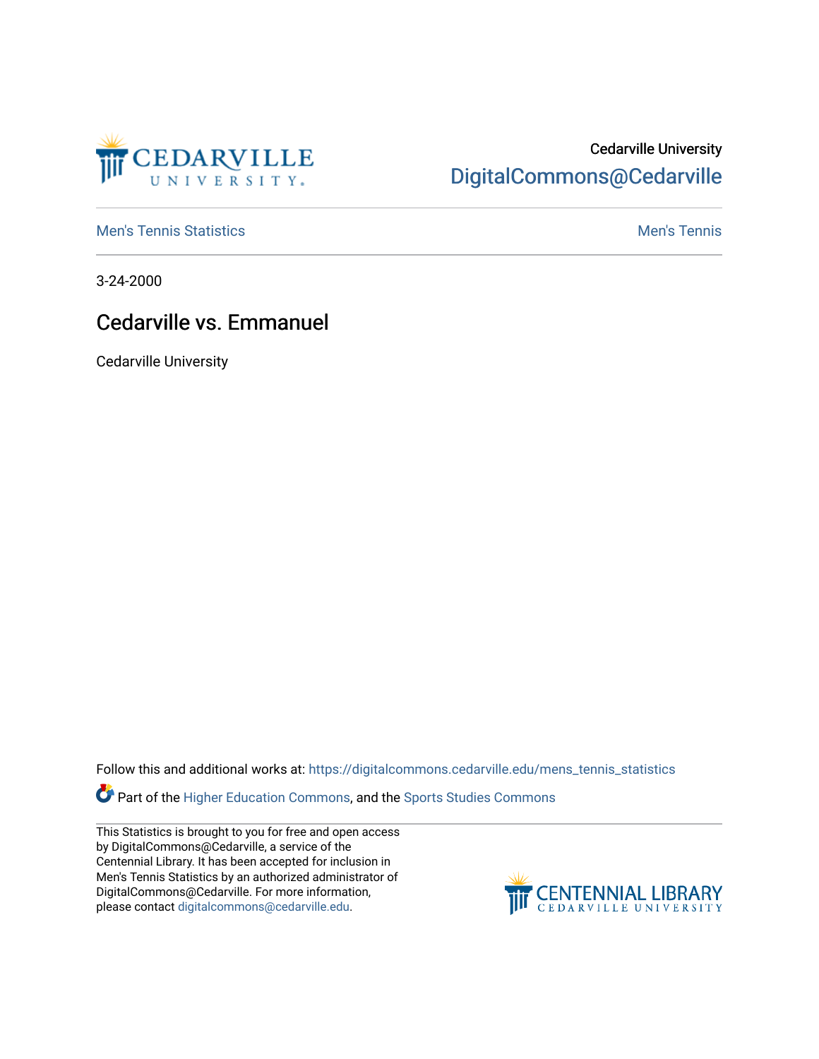Cedarville University

DigitalCommons@Cedarville

Men's Tennis Statistics | Men's Tennis

3-24-2000

# Cedarville vs. Emmanuel

Cedarville University

Follow this and additional works at: https://digitalcommons.cedarville.edu/mens_tennis_statistics

Part of the Higher Education Commons, and the Sports Studies Commons

This Statistics is brought to you for free and open access by DigitalCommons@Cedarville, a service of the Centennial Library. It has been accepted for inclusion in Men's Tennis Statistics by an authorized administrator of DigitalCommons@Cedarville. For more information, please contact digitalcommons@cedarville.edu.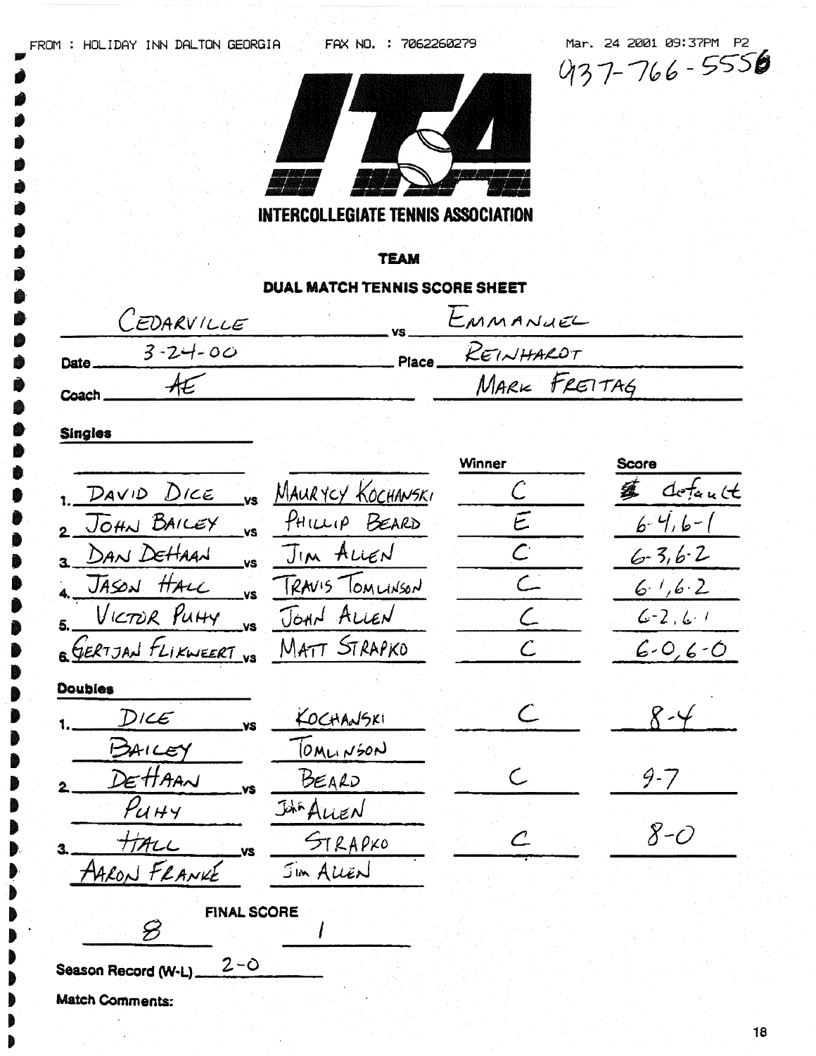FROM : HOLIDAY INN DALTON GEORGIA FAX NO. : 7062260279 Mar. 24 2001 09:37PM P2

937-766-5556

# ITA

## INTERCOLLEGIATE TENNIS ASSOCIATION

### TEAM

### DUAL MATCH TENNIS SCORE SHEET

CEDARVILLE vs EMMANUEL

Date 3-24-00 Place REINHARDT

Coach AE MARK FREITAG

**Singles**

| | | | Winner | Score |
|---|---|---|---|---|
| 1. | DAVID DICE | vs MAURYCY KOCHANSKI | C | default |
| 2. | JOHN BAILEY | vs PHILLIP BEARD | E | 6-4, 6-1 |
| 3. | DAN DEHAAN | vs JIM ALLEN | C | 6-3, 6-2 |
| 4. | JASON HALL | vs TRAVIS TOMLINSON | C | 6-1, 6-2 |
| 5. | VICTOR PUHY | vs JOHN ALLEN | C | 6-2, 6-1 |
| 6. | GERTJAN FLIKWEERT | vs MATT STRAPKO | C | 6-0, 6-0 |

**Doubles**

| | | | Winner | Score |
|---|---|---|---|---|
| 1. | DICE / BAILEY | vs KOCHANSKI / TOMLINSON | C | 8-4 |
| 2. | DEHAAN / PUHY | vs BEARD / John ALLEN | C | 9-7 |
| 3. | HALL / AARON FRANKE | vs STRAPKO / JIM ALLEN | C | 8-0 |

**FINAL SCORE**

8 1

Season Record (W-L) 2-0

**Match Comments:**